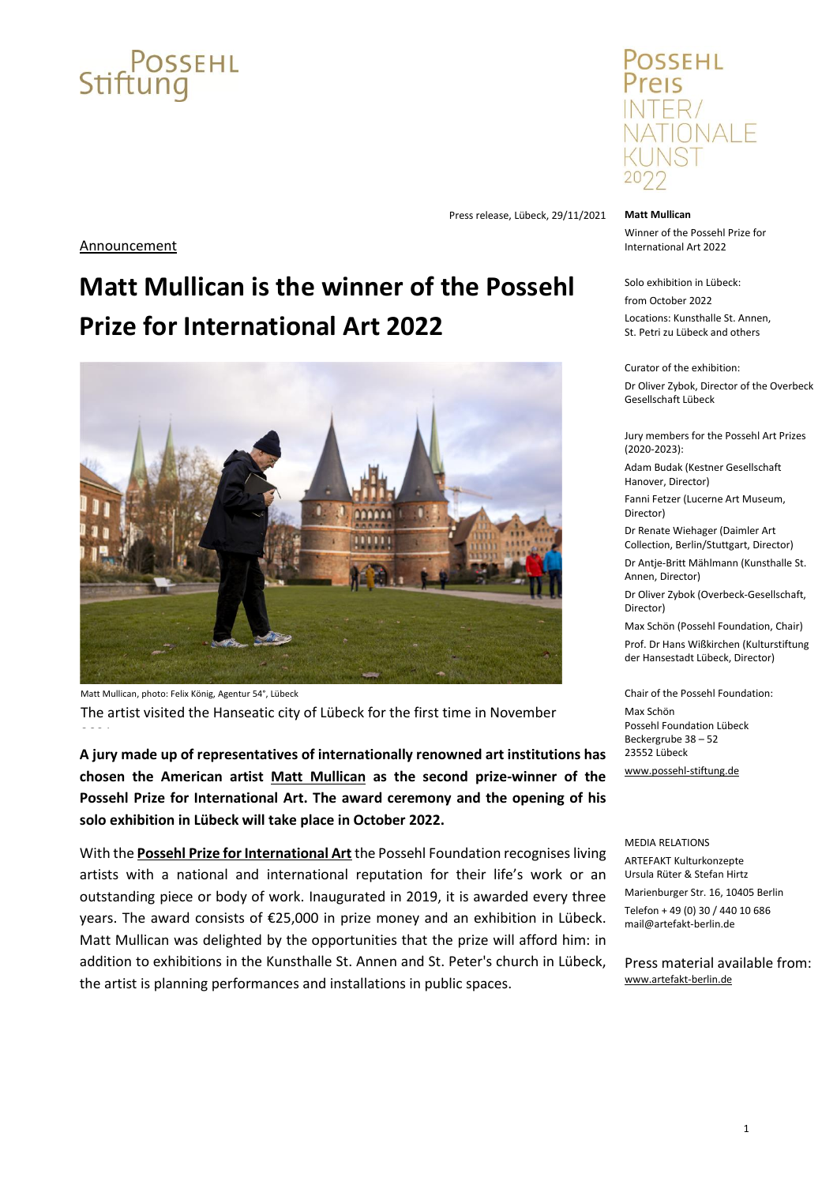Possehl Stiftung

Possehl Preis INTER/NATIONALE KUNST 2022

Press release, Lübeck, 29/11/2021

Announcement

# Matt Mullican is the winner of the Possehl Prize for International Art 2022

Matt Mullican, photo: Felix König, Agentur 54°, Lübeck

The artist visited the Hanseatic city of Lübeck for the first time in November 2021.

**A jury made up of representatives of internationally renowned art institutions has chosen the American artist Matt Mullican as the second prize-winner of the Possehl Prize for International Art. The award ceremony and the opening of his solo exhibition in Lübeck will take place in October 2022.**

With the **Possehl Prize for International Art** the Possehl Foundation recognises living artists with a national and international reputation for their life's work or an outstanding piece or body of work. Inaugurated in 2019, it is awarded every three years. The award consists of €25,000 in prize money and an exhibition in Lübeck. Matt Mullican was delighted by the opportunities that the prize will afford him: in addition to exhibitions in the Kunsthalle St. Annen and St. Peter's church in Lübeck, the artist is planning performances and installations in public spaces.

**Matt Mullican**

Winner of the Possehl Prize for International Art 2022

Solo exhibition in Lübeck:
from October 2022
Locations: Kunsthalle St. Annen, St. Petri zu Lübeck and others

Curator of the exhibition:
Dr Oliver Zybok, Director of the Overbeck Gesellschaft Lübeck

Jury members for the Possehl Art Prizes (2020-2023):

Adam Budak (Kestner Gesellschaft Hanover, Director)

Fanni Fetzer (Lucerne Art Museum, Director)

Dr Renate Wiehager (Daimler Art Collection, Berlin/Stuttgart, Director)

Dr Antje-Britt Mählmann (Kunsthalle St. Annen, Director)

Dr Oliver Zybok (Overbeck-Gesellschaft, Director)

Max Schön (Possehl Foundation, Chair)

Prof. Dr Hans Wißkirchen (Kulturstiftung der Hansestadt Lübeck, Director)

Chair of the Possehl Foundation:
Max Schön
Possehl Foundation Lübeck
Beckergrube 38 – 52
23552 Lübeck
www.possehl-stiftung.de

MEDIA RELATIONS
ARTEFAKT Kulturkonzepte
Ursula Rüter & Stefan Hirtz
Marienburger Str. 16, 10405 Berlin
Telefon + 49 (0) 30 / 440 10 686
mail@artefakt-berlin.de

Press material available from:
www.artefakt-berlin.de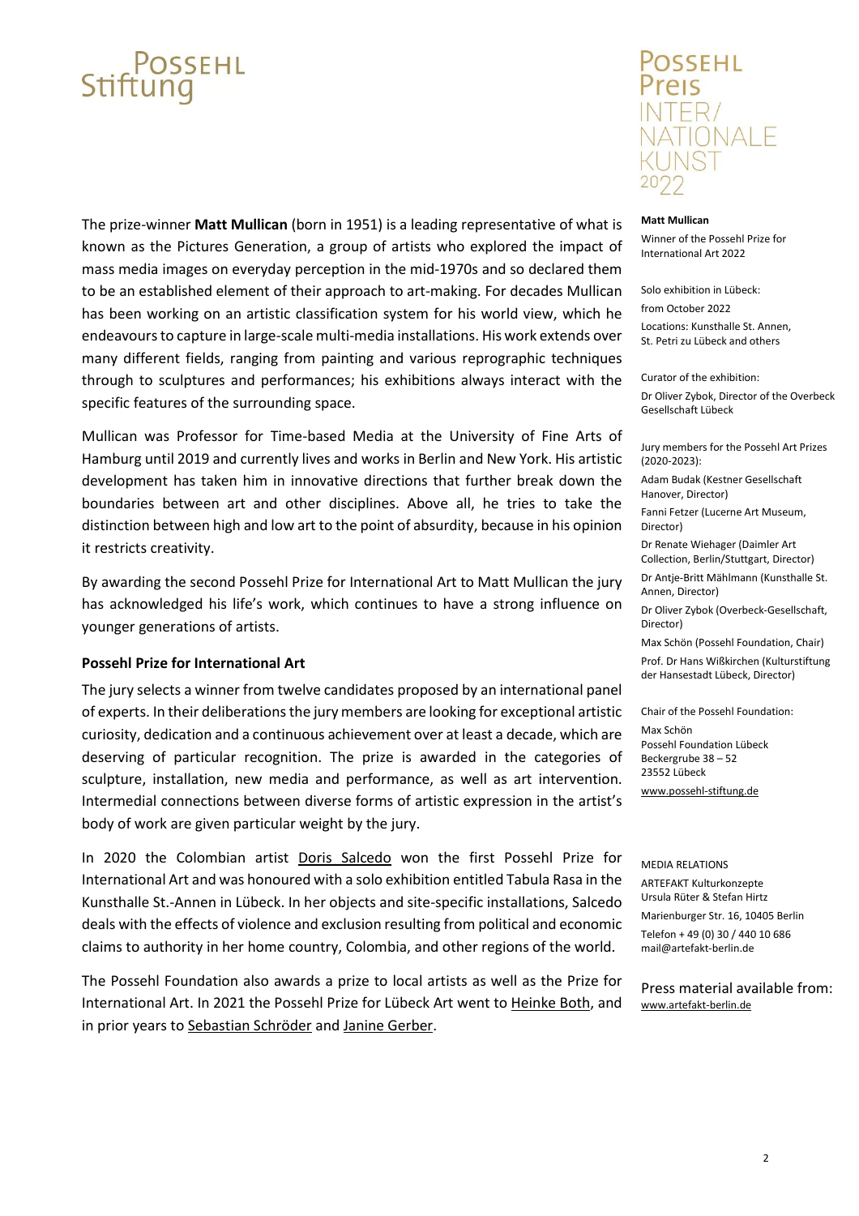Possehl Stiftung

Possehl Preis INTER/NATIONALE KUNST 2022

The prize-winner **Matt Mullican** (born in 1951) is a leading representative of what is known as the Pictures Generation, a group of artists who explored the impact of mass media images on everyday perception in the mid-1970s and so declared them to be an established element of their approach to art-making. For decades Mullican has been working on an artistic classification system for his world view, which he endeavours to capture in large-scale multi-media installations. His work extends over many different fields, ranging from painting and various reprographic techniques through to sculptures and performances; his exhibitions always interact with the specific features of the surrounding space.

Mullican was Professor for Time-based Media at the University of Fine Arts of Hamburg until 2019 and currently lives and works in Berlin and New York. His artistic development has taken him in innovative directions that further break down the boundaries between art and other disciplines. Above all, he tries to take the distinction between high and low art to the point of absurdity, because in his opinion it restricts creativity.

By awarding the second Possehl Prize for International Art to Matt Mullican the jury has acknowledged his life's work, which continues to have a strong influence on younger generations of artists.

**Possehl Prize for International Art**

The jury selects a winner from twelve candidates proposed by an international panel of experts. In their deliberations the jury members are looking for exceptional artistic curiosity, dedication and a continuous achievement over at least a decade, which are deserving of particular recognition. The prize is awarded in the categories of sculpture, installation, new media and performance, as well as art intervention. Intermedial connections between diverse forms of artistic expression in the artist's body of work are given particular weight by the jury.

In 2020 the Colombian artist Doris Salcedo won the first Possehl Prize for International Art and was honoured with a solo exhibition entitled Tabula Rasa in the Kunsthalle St.-Annen in Lübeck. In her objects and site-specific installations, Salcedo deals with the effects of violence and exclusion resulting from political and economic claims to authority in her home country, Colombia, and other regions of the world.

The Possehl Foundation also awards a prize to local artists as well as the Prize for International Art. In 2021 the Possehl Prize for Lübeck Art went to Heinke Both, and in prior years to Sebastian Schröder and Janine Gerber.

**Matt Mullican**

Winner of the Possehl Prize for International Art 2022

Solo exhibition in Lübeck:
from October 2022
Locations: Kunsthalle St. Annen, St. Petri zu Lübeck and others

Curator of the exhibition:
Dr Oliver Zybok, Director of the Overbeck Gesellschaft Lübeck

Jury members for the Possehl Art Prizes (2020-2023):

Adam Budak (Kestner Gesellschaft Hanover, Director)

Fanni Fetzer (Lucerne Art Museum, Director)

Dr Renate Wiehager (Daimler Art Collection, Berlin/Stuttgart, Director)

Dr Antje-Britt Mählmann (Kunsthalle St. Annen, Director)

Dr Oliver Zybok (Overbeck-Gesellschaft, Director)

Max Schön (Possehl Foundation, Chair)

Prof. Dr Hans Wißkirchen (Kulturstiftung der Hansestadt Lübeck, Director)

Chair of the Possehl Foundation:
Max Schön
Possehl Foundation Lübeck
Beckergrube 38 – 52
23552 Lübeck
www.possehl-stiftung.de

MEDIA RELATIONS
ARTEFAKT Kulturkonzepte
Ursula Rüter & Stefan Hirtz
Marienburger Str. 16, 10405 Berlin
Telefon + 49 (0) 30 / 440 10 686
mail@artefakt-berlin.de

Press material available from:
www.artefakt-berlin.de